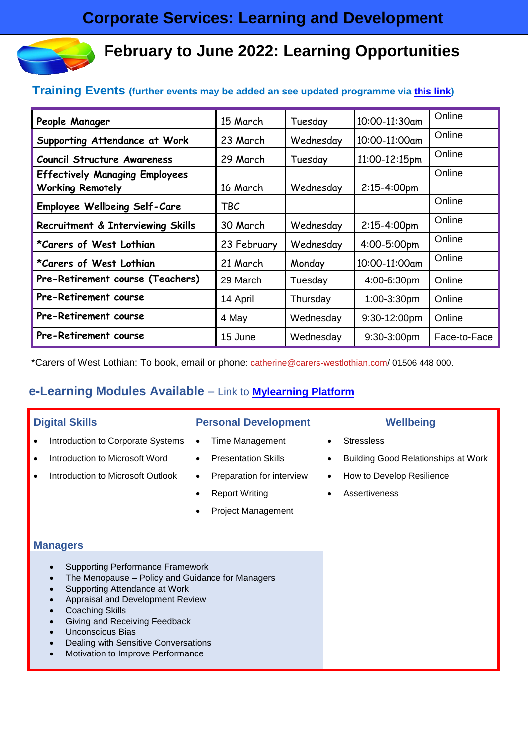# Corporate Services: Learning and Development

## February to June 2022: Learning Opportunities

### Training Events (further events may be added an see updated programme via this link)

| | | | | |
|---|---|---|---|---|
| People Manager | 15 March | Tuesday | 10:00-11:30am | Online |
| Supporting Attendance at Work | 23 March | Wednesday | 10:00-11:00am | Online |
| Council Structure Awareness | 29 March | Tuesday | 11:00-12:15pm | Online |
| Effectively Managing Employees Working Remotely | 16 March | Wednesday | 2:15-4:00pm | Online |
| Employee Wellbeing Self-Care | TBC | | | Online |
| Recruitment & Interviewing Skills | 30 March | Wednesday | 2:15-4:00pm | Online |
| *Carers of West Lothian | 23 February | Wednesday | 4:00-5:00pm | Online |
| *Carers of West Lothian | 21 March | Monday | 10:00-11:00am | Online |
| Pre-Retirement course (Teachers) | 29 March | Tuesday | 4:00-6:30pm | Online |
| Pre-Retirement course | 14 April | Thursday | 1:00-3:30pm | Online |
| Pre-Retirement course | 4 May | Wednesday | 9:30-12:00pm | Online |
| Pre-Retirement course | 15 June | Wednesday | 9:30-3:00pm | Face-to-Face |

*Carers of West Lothian: To book, email or phone: catherine@carers-westlothian.com/ 01506 448 000.

### e-Learning Modules Available – Link to Mylearning Platform

**Digital Skills**

- Introduction to Corporate Systems
- Introduction to Microsoft Word
- Introduction to Microsoft Outlook

**Personal Development**

- Time Management
- Presentation Skills
- Preparation for interview
- Report Writing
- Project Management

**Wellbeing**

- Stressless
- Building Good Relationships at Work
- How to Develop Resilience
- Assertiveness

**Managers**

- Supporting Performance Framework
- The Menopause – Policy and Guidance for Managers
- Supporting Attendance at Work
- Appraisal and Development Review
- Coaching Skills
- Giving and Receiving Feedback
- Unconscious Bias
- Dealing with Sensitive Conversations
- Motivation to Improve Performance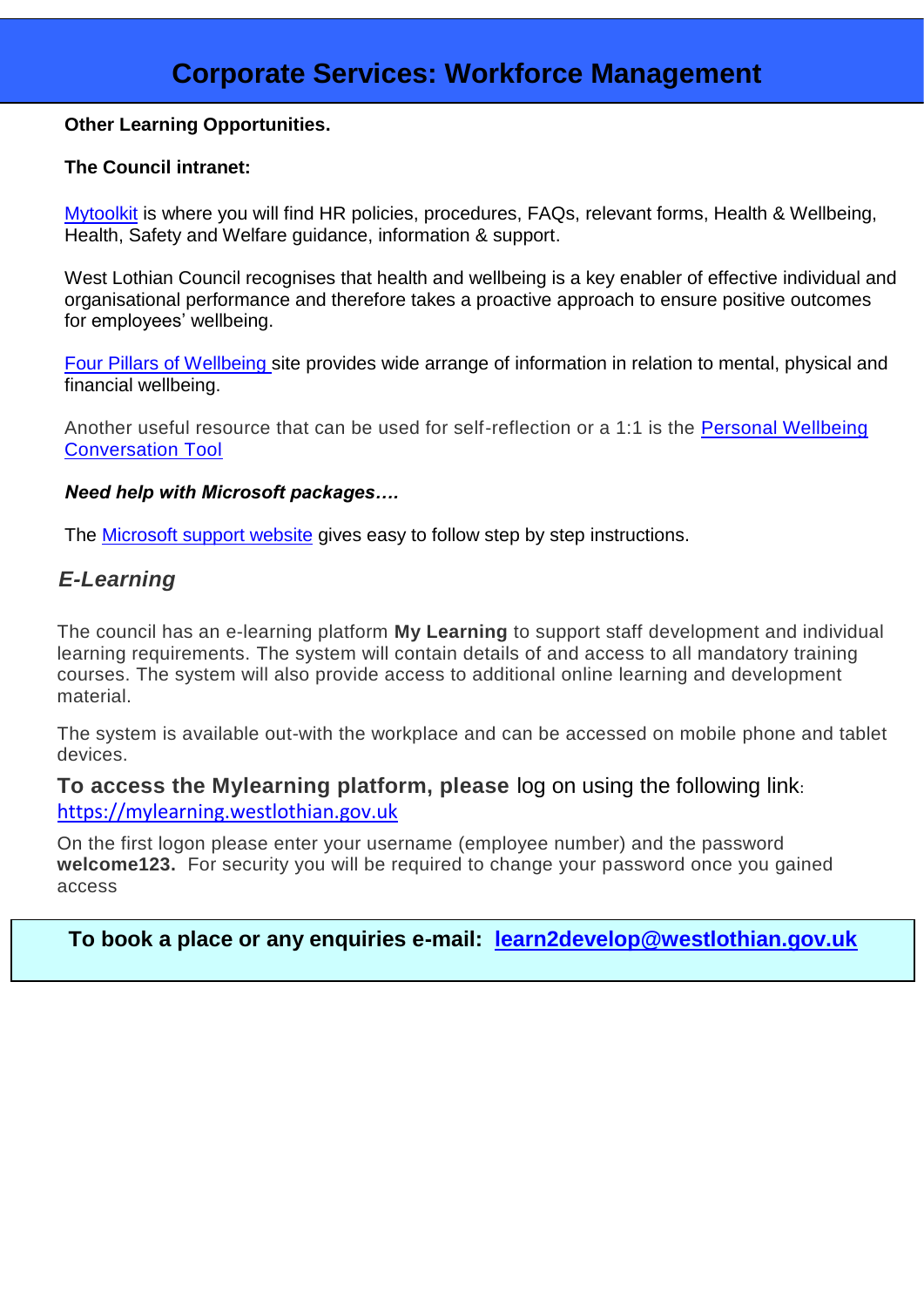# Corporate Services: Workforce Management

**Other Learning Opportunities.**

**The Council intranet:**

Mytoolkit is where you will find HR policies, procedures, FAQs, relevant forms, Health & Wellbeing, Health, Safety and Welfare guidance, information & support.

West Lothian Council recognises that health and wellbeing is a key enabler of effective individual and organisational performance and therefore takes a proactive approach to ensure positive outcomes for employees' wellbeing.

Four Pillars of Wellbeing site provides wide arrange of information in relation to mental, physical and financial wellbeing.

Another useful resource that can be used for self-reflection or a 1:1 is the Personal Wellbeing Conversation Tool

***Need help with Microsoft packages….***

The Microsoft support website gives easy to follow step by step instructions.

## *E-Learning*

The council has an e-learning platform **My Learning** to support staff development and individual learning requirements. The system will contain details of and access to all mandatory training courses. The system will also provide access to additional online learning and development material.

The system is available out-with the workplace and can be accessed on mobile phone and tablet devices.

**To access the Mylearning platform, please** log on using the following link:
https://mylearning.westlothian.gov.uk

On the first logon please enter your username (employee number) and the password **welcome123.** For security you will be required to change your password once you gained access

**To book a place or any enquiries e-mail: learn2develop@westlothian.gov.uk**